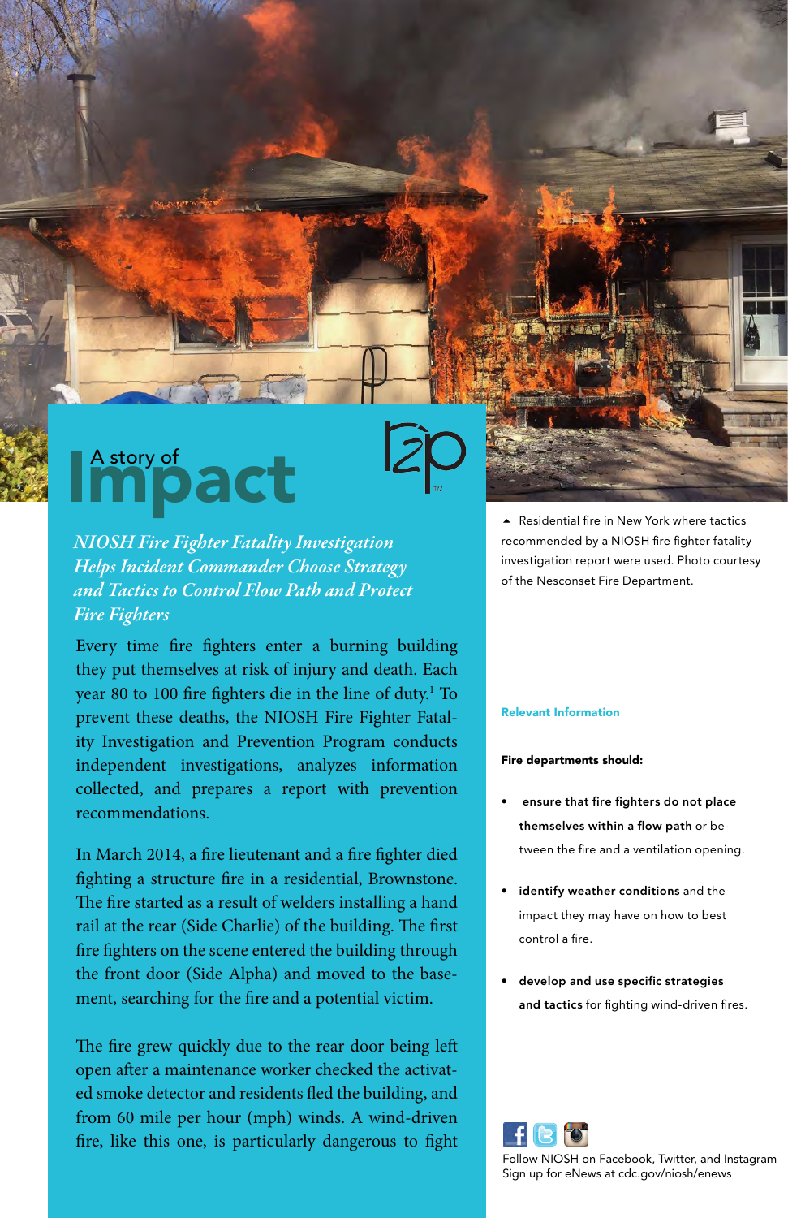# A story of Impact

*NIOSH Fire Fighter Fatality Investigation Helps Incident Commander Choose Strategy and Tactics to Control Flow Path and Protect Fire Fighters*

Every time fire fighters enter a burning building they put themselves at risk of injury and death. Each year 80 to 100 fire fighters die in the line of duty.[1] To prevent these deaths, the NIOSH Fire Fighter Fatality Investigation and Prevention Program conducts independent investigations, analyzes information collected, and prepares a report with prevention recommendations.

In March 2014, a fire lieutenant and a fire fighter died fighting a structure fire in a residential, Brownstone. The fire started as a result of welders installing a hand rail at the rear (Side Charlie) of the building. The first fire fighters on the scene entered the building through the front door (Side Alpha) and moved to the basement, searching for the fire and a potential victim.

The fire grew quickly due to the rear door being left open after a maintenance worker checked the activated smoke detector and residents fled the building, and from 60 mile per hour (mph) winds. A wind-driven fire, like this one, is particularly dangerous to fight

▲ Residential fire in New York where tactics recommended by a NIOSH fire fighter fatality investigation report were used. Photo courtesy of the Nesconset Fire Department.

**Relevant Information**

**Fire departments should:**

- **ensure that fire fighters do not place themselves within a flow path** or between the fire and a ventilation opening.
- **identify weather conditions** and the impact they may have on how to best control a fire.
- **develop and use specific strategies and tactics** for fighting wind-driven fires.

Follow NIOSH on Facebook, Twitter, and Instagram
Sign up for eNews at cdc.gov/niosh/enews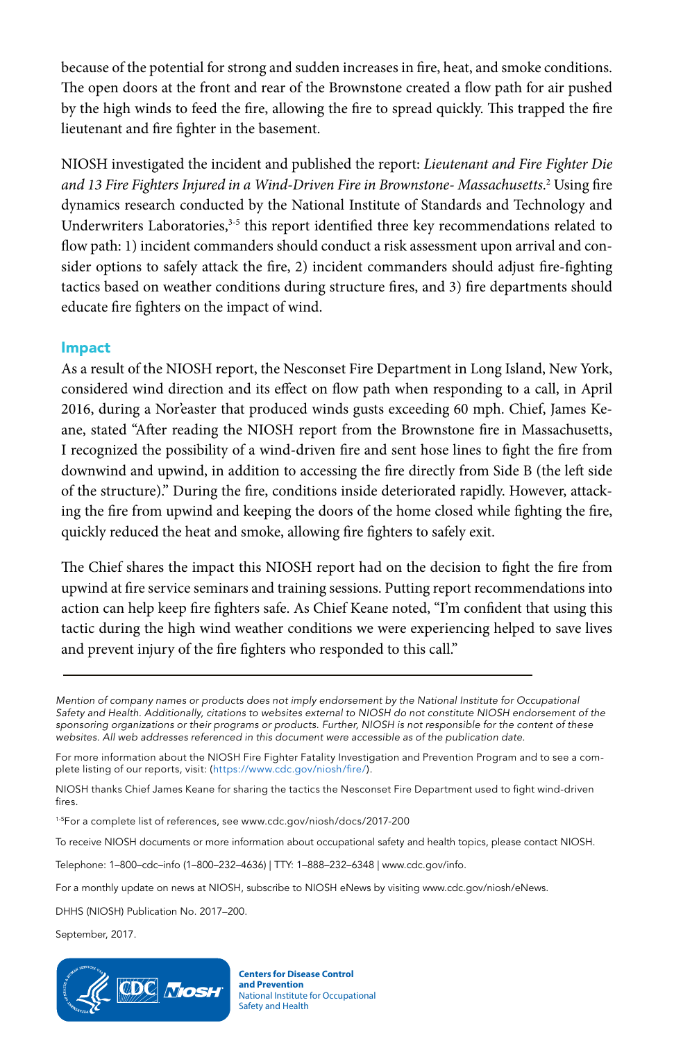because of the potential for strong and sudden increases in fire, heat, and smoke conditions. The open doors at the front and rear of the Brownstone created a flow path for air pushed by the high winds to feed the fire, allowing the fire to spread quickly. This trapped the fire lieutenant and fire fighter in the basement.

NIOSH investigated the incident and published the report: *Lieutenant and Fire Fighter Die and 13 Fire Fighters Injured in a Wind-Driven Fire in Brownstone- Massachusetts.*[2] Using fire dynamics research conducted by the National Institute of Standards and Technology and Underwriters Laboratories,[3-5] this report identified three key recommendations related to flow path: 1) incident commanders should conduct a risk assessment upon arrival and consider options to safely attack the fire, 2) incident commanders should adjust fire-fighting tactics based on weather conditions during structure fires, and 3) fire departments should educate fire fighters on the impact of wind.

## Impact

As a result of the NIOSH report, the Nesconset Fire Department in Long Island, New York, considered wind direction and its effect on flow path when responding to a call, in April 2016, during a Nor'easter that produced winds gusts exceeding 60 mph. Chief, James Keane, stated "After reading the NIOSH report from the Brownstone fire in Massachusetts, I recognized the possibility of a wind-driven fire and sent hose lines to fight the fire from downwind and upwind, in addition to accessing the fire directly from Side B (the left side of the structure)." During the fire, conditions inside deteriorated rapidly. However, attacking the fire from upwind and keeping the doors of the home closed while fighting the fire, quickly reduced the heat and smoke, allowing fire fighters to safely exit.

The Chief shares the impact this NIOSH report had on the decision to fight the fire from upwind at fire service seminars and training sessions. Putting report recommendations into action can help keep fire fighters safe. As Chief Keane noted, "I'm confident that using this tactic during the high wind weather conditions we were experiencing helped to save lives and prevent injury of the fire fighters who responded to this call."

---

*Mention of company names or products does not imply endorsement by the National Institute for Occupational Safety and Health. Additionally, citations to websites external to NIOSH do not constitute NIOSH endorsement of the sponsoring organizations or their programs or products. Further, NIOSH is not responsible for the content of these websites. All web addresses referenced in this document were accessible as of the publication date.*

For more information about the NIOSH Fire Fighter Fatality Investigation and Prevention Program and to see a complete listing of our reports, visit: (https://www.cdc.gov/niosh/fire/).

NIOSH thanks Chief James Keane for sharing the tactics the Nesconset Fire Department used to fight wind-driven fires.

[1-5]For a complete list of references, see www.cdc.gov/niosh/docs/2017-200

To receive NIOSH documents or more information about occupational safety and health topics, please contact NIOSH.

Telephone: 1–800–cdc–info (1–800–232–4636) | TTY: 1–888–232–6348 | www.cdc.gov/info.

For a monthly update on news at NIOSH, subscribe to NIOSH eNews by visiting www.cdc.gov/niosh/eNews.

DHHS (NIOSH) Publication No. 2017–200.

September, 2017.

**Centers for Disease Control and Prevention**
National Institute for Occupational Safety and Health